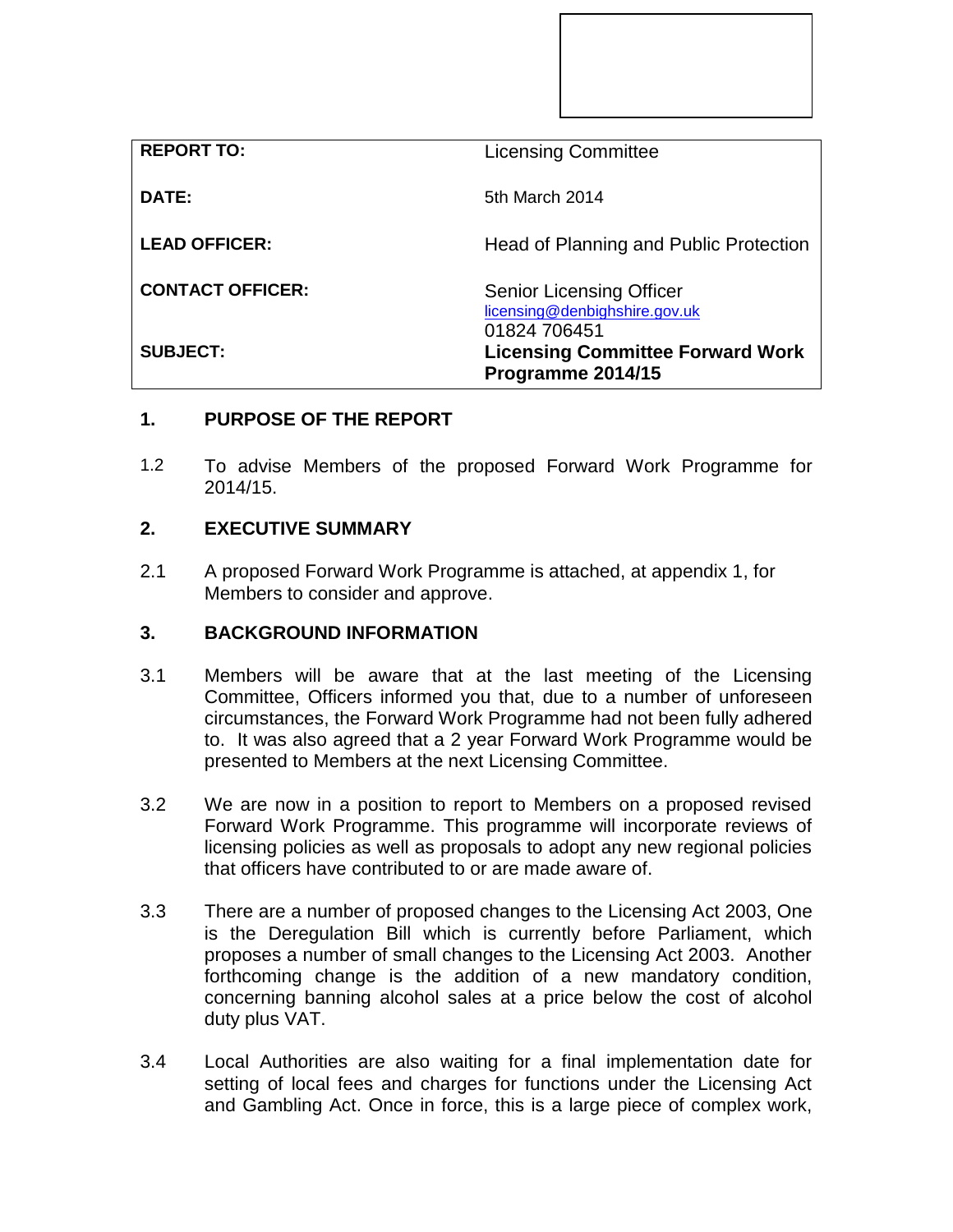| | |
|---|---|
| **REPORT TO:** | Licensing Committee |
| **DATE:** | 5th March 2014 |
| **LEAD OFFICER:** | Head of Planning and Public Protection |
| **CONTACT OFFICER:** | Senior Licensing Officer<br>licensing@denbighshire.gov.uk<br>01824 706451 |
| **SUBJECT:** | **Licensing Committee Forward Work Programme 2014/15** |

## 1. PURPOSE OF THE REPORT

1.2 To advise Members of the proposed Forward Work Programme for 2014/15.

## 2. EXECUTIVE SUMMARY

2.1 A proposed Forward Work Programme is attached, at appendix 1, for Members to consider and approve.

## 3. BACKGROUND INFORMATION

3.1 Members will be aware that at the last meeting of the Licensing Committee, Officers informed you that, due to a number of unforeseen circumstances, the Forward Work Programme had not been fully adhered to. It was also agreed that a 2 year Forward Work Programme would be presented to Members at the next Licensing Committee.

3.2 We are now in a position to report to Members on a proposed revised Forward Work Programme. This programme will incorporate reviews of licensing policies as well as proposals to adopt any new regional policies that officers have contributed to or are made aware of.

3.3 There are a number of proposed changes to the Licensing Act 2003, One is the Deregulation Bill which is currently before Parliament, which proposes a number of small changes to the Licensing Act 2003. Another forthcoming change is the addition of a new mandatory condition, concerning banning alcohol sales at a price below the cost of alcohol duty plus VAT.

3.4 Local Authorities are also waiting for a final implementation date for setting of local fees and charges for functions under the Licensing Act and Gambling Act. Once in force, this is a large piece of complex work,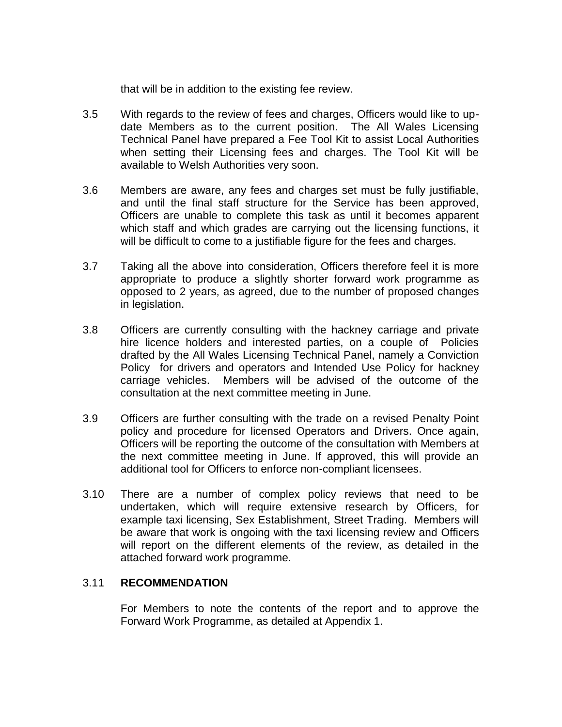that will be in addition to the existing fee review.

3.5 With regards to the review of fees and charges, Officers would like to up-date Members as to the current position. The All Wales Licensing Technical Panel have prepared a Fee Tool Kit to assist Local Authorities when setting their Licensing fees and charges. The Tool Kit will be available to Welsh Authorities very soon.

3.6 Members are aware, any fees and charges set must be fully justifiable, and until the final staff structure for the Service has been approved, Officers are unable to complete this task as until it becomes apparent which staff and which grades are carrying out the licensing functions, it will be difficult to come to a justifiable figure for the fees and charges.

3.7 Taking all the above into consideration, Officers therefore feel it is more appropriate to produce a slightly shorter forward work programme as opposed to 2 years, as agreed, due to the number of proposed changes in legislation.

3.8 Officers are currently consulting with the hackney carriage and private hire licence holders and interested parties, on a couple of Policies drafted by the All Wales Licensing Technical Panel, namely a Conviction Policy for drivers and operators and Intended Use Policy for hackney carriage vehicles. Members will be advised of the outcome of the consultation at the next committee meeting in June.

3.9 Officers are further consulting with the trade on a revised Penalty Point policy and procedure for licensed Operators and Drivers. Once again, Officers will be reporting the outcome of the consultation with Members at the next committee meeting in June. If approved, this will provide an additional tool for Officers to enforce non-compliant licensees.

3.10 There are a number of complex policy reviews that need to be undertaken, which will require extensive research by Officers, for example taxi licensing, Sex Establishment, Street Trading. Members will be aware that work is ongoing with the taxi licensing review and Officers will report on the different elements of the review, as detailed in the attached forward work programme.

3.11 **RECOMMENDATION**

For Members to note the contents of the report and to approve the Forward Work Programme, as detailed at Appendix 1.